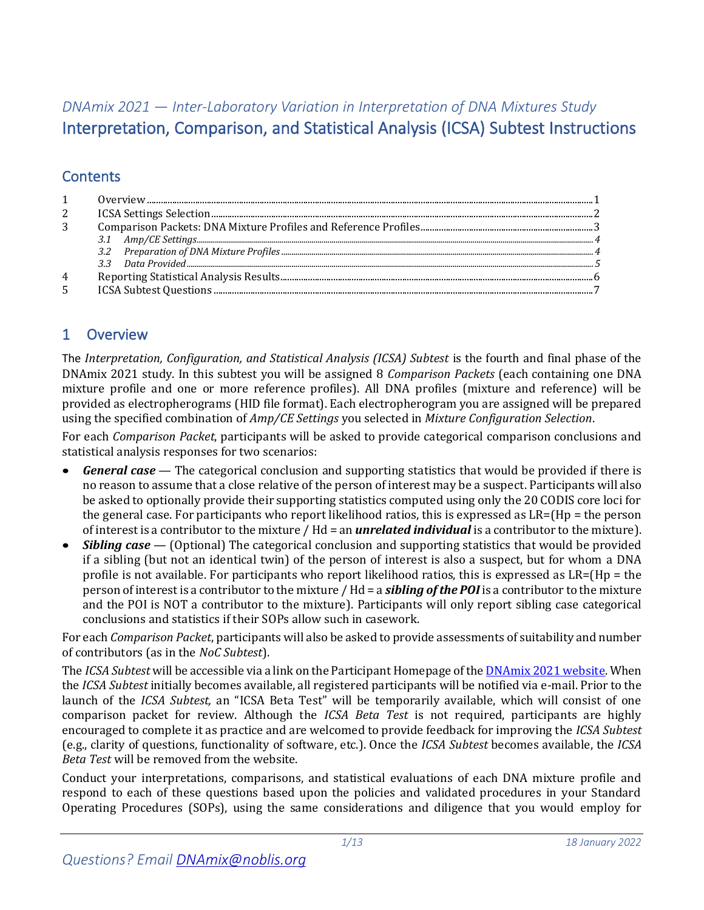*DNAmix 2021 — Inter-Laboratory Variation in Interpretation of DNA Mixtures Study*

# Interpretation, Comparison, and Statistical Analysis (ICSA) Subtest Instructions

## Contents

| | | |
|---|---|---|
| 1 | Overview | 1 |
| 2 | ICSA Settings Selection | 2 |
| 3 | Comparison Packets: DNA Mixture Profiles and Reference Profiles | 3 |
| | *3.1 Amp/CE Settings* | *4* |
| | *3.2 Preparation of DNA Mixture Profiles* | *4* |
| | *3.3 Data Provided* | *5* |
| 4 | Reporting Statistical Analysis Results | 6 |
| 5 | ICSA Subtest Questions | 7 |

## 1 Overview

The *Interpretation, Configuration, and Statistical Analysis (ICSA) Subtest* is the fourth and final phase of the DNAmix 2021 study. In this subtest you will be assigned 8 *Comparison Packets* (each containing one DNA mixture profile and one or more reference profiles). All DNA profiles (mixture and reference) will be provided as electropherograms (HID file format). Each electropherogram you are assigned will be prepared using the specified combination of *Amp/CE Settings* you selected in *Mixture Configuration Selection*.

For each *Comparison Packet*, participants will be asked to provide categorical comparison conclusions and statistical analysis responses for two scenarios:

- ***General case*** — The categorical conclusion and supporting statistics that would be provided if there is no reason to assume that a close relative of the person of interest may be a suspect. Participants will also be asked to optionally provide their supporting statistics computed using only the 20 CODIS core loci for the general case. For participants who report likelihood ratios, this is expressed as LR=(Hp = the person of interest is a contributor to the mixture / Hd = an ***unrelated individual*** is a contributor to the mixture).
- ***Sibling case*** — (Optional) The categorical conclusion and supporting statistics that would be provided if a sibling (but not an identical twin) of the person of interest is also a suspect, but for whom a DNA profile is not available. For participants who report likelihood ratios, this is expressed as LR=(Hp = the person of interest is a contributor to the mixture / Hd = a ***sibling of the POI*** is a contributor to the mixture and the POI is NOT a contributor to the mixture). Participants will only report sibling case categorical conclusions and statistics if their SOPs allow such in casework.

For each *Comparison Packet*, participants will also be asked to provide assessments of suitability and number of contributors (as in the *NoC Subtest*).

The *ICSA Subtest* will be accessible via a link on the Participant Homepage of the [DNAmix 2021 website](). When the *ICSA Subtest* initially becomes available, all registered participants will be notified via e-mail. Prior to the launch of the *ICSA Subtest,* an "ICSA Beta Test" will be temporarily available, which will consist of one comparison packet for review. Although the *ICSA Beta Test* is not required, participants are highly encouraged to complete it as practice and are welcomed to provide feedback for improving the *ICSA Subtest* (e.g., clarity of questions, functionality of software, etc.). Once the *ICSA Subtest* becomes available, the *ICSA Beta Test* will be removed from the website.

Conduct your interpretations, comparisons, and statistical evaluations of each DNA mixture profile and respond to each of these questions based upon the policies and validated procedures in your Standard Operating Procedures (SOPs), using the same considerations and diligence that you would employ for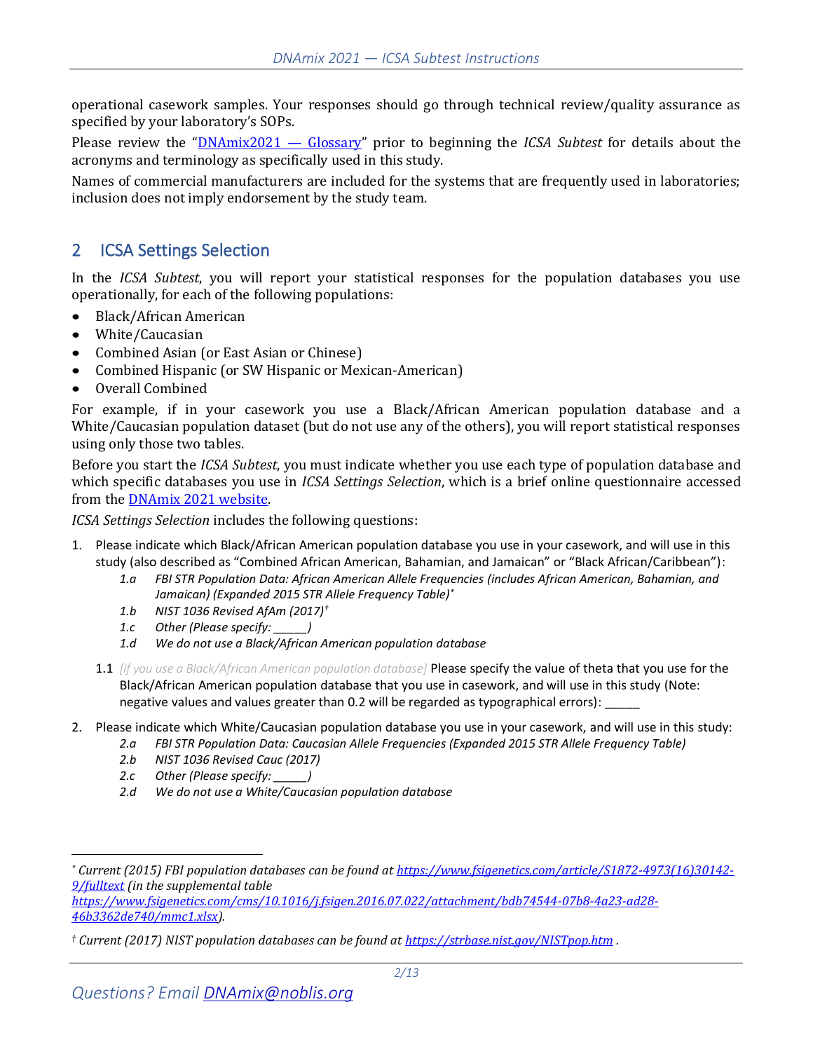operational casework samples. Your responses should go through technical review/quality assurance as specified by your laboratory's SOPs.

Please review the "[DNAmix2021 — Glossary]" prior to beginning the *ICSA Subtest* for details about the acronyms and terminology as specifically used in this study.

Names of commercial manufacturers are included for the systems that are frequently used in laboratories; inclusion does not imply endorsement by the study team.

## 2 ICSA Settings Selection

In the *ICSA Subtest*, you will report your statistical responses for the population databases you use operationally, for each of the following populations:

- Black/African American
- White/Caucasian
- Combined Asian (or East Asian or Chinese)
- Combined Hispanic (or SW Hispanic or Mexican-American)
- Overall Combined

For example, if in your casework you use a Black/African American population database and a White/Caucasian population dataset (but do not use any of the others), you will report statistical responses using only those two tables.

Before you start the *ICSA Subtest*, you must indicate whether you use each type of population database and which specific databases you use in *ICSA Settings Selection*, which is a brief online questionnaire accessed from the [DNAmix 2021 website].

*ICSA Settings Selection* includes the following questions:

1. Please indicate which Black/African American population database you use in your casework, and will use in this study (also described as "Combined African American, Bahamian, and Jamaican" or "Black African/Caribbean"):
   - *1.a FBI STR Population Data: African American Allele Frequencies (includes African American, Bahamian, and Jamaican) (Expanded 2015 STR Allele Frequency Table)*[*]
   - *1.b NIST 1036 Revised AfAm (2017)*[†]
   - *1.c Other (Please specify: ______)*
   - *1.d We do not use a Black/African American population database*

   1.1 *[if you use a Black/African American population database]* Please specify the value of theta that you use for the Black/African American population database that you use in casework, and will use in this study (Note: negative values and values greater than 0.2 will be regarded as typographical errors): ______

2. Please indicate which White/Caucasian population database you use in your casework, and will use in this study:
   - *2.a FBI STR Population Data: Caucasian Allele Frequencies (Expanded 2015 STR Allele Frequency Table)*
   - *2.b NIST 1036 Revised Cauc (2017)*
   - *2.c Other (Please specify: ______)*
   - *2.d We do not use a White/Caucasian population database*

---

[*] *Current (2015) FBI population databases can be found at https://www.fsigenetics.com/article/S1872-4973(16)30142-9/fulltext (in the supplemental table https://www.fsigenetics.com/cms/10.1016/j.fsigen.2016.07.022/attachment/bdb74544-07b8-4a23-ad28-46b3362de740/mmc1.xlsx).*

[†] *Current (2017) NIST population databases can be found at https://strbase.nist.gov/NISTpop.htm .*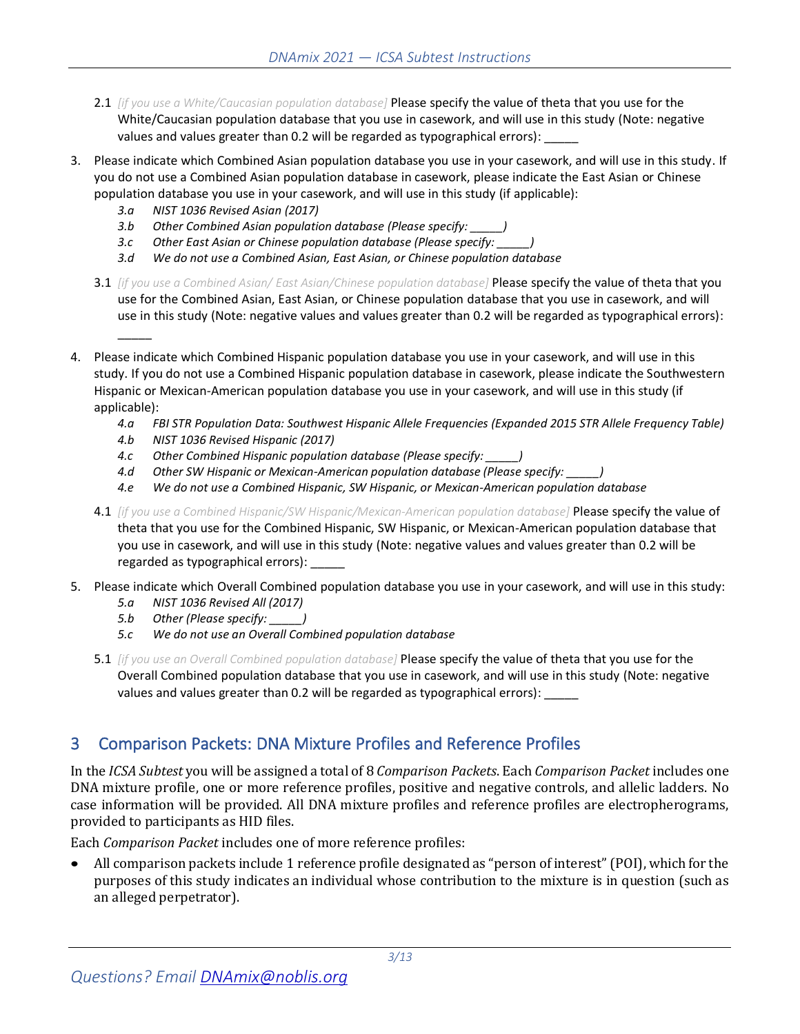2.1 *[if you use a White/Caucasian population database]* Please specify the value of theta that you use for the White/Caucasian population database that you use in casework, and will use in this study (Note: negative values and values greater than 0.2 will be regarded as typographical errors): _____

3. Please indicate which Combined Asian population database you use in your casework, and will use in this study. If you do not use a Combined Asian population database in casework, please indicate the East Asian or Chinese population database you use in your casework, and will use in this study (if applicable):
   - *3.a NIST 1036 Revised Asian (2017)*
   - *3.b Other Combined Asian population database (Please specify: _____)*
   - *3.c Other East Asian or Chinese population database (Please specify: _____)*
   - *3.d We do not use a Combined Asian, East Asian, or Chinese population database*

3.1 *[if you use a Combined Asian/ East Asian/Chinese population database]* Please specify the value of theta that you use for the Combined Asian, East Asian, or Chinese population database that you use in casework, and will use in this study (Note: negative values and values greater than 0.2 will be regarded as typographical errors): _____

4. Please indicate which Combined Hispanic population database you use in your casework, and will use in this study. If you do not use a Combined Hispanic population database in casework, please indicate the Southwestern Hispanic or Mexican-American population database you use in your casework, and will use in this study (if applicable):
   - *4.a FBI STR Population Data: Southwest Hispanic Allele Frequencies (Expanded 2015 STR Allele Frequency Table)*
   - *4.b NIST 1036 Revised Hispanic (2017)*
   - *4.c Other Combined Hispanic population database (Please specify: _____)*
   - *4.d Other SW Hispanic or Mexican-American population database (Please specify: _____)*
   - *4.e We do not use a Combined Hispanic, SW Hispanic, or Mexican-American population database*

4.1 *[if you use a Combined Hispanic/SW Hispanic/Mexican-American population database]* Please specify the value of theta that you use for the Combined Hispanic, SW Hispanic, or Mexican-American population database that you use in casework, and will use in this study (Note: negative values and values greater than 0.2 will be regarded as typographical errors): _____

5. Please indicate which Overall Combined population database you use in your casework, and will use in this study:
   - *5.a NIST 1036 Revised All (2017)*
   - *5.b Other (Please specify: _____)*
   - *5.c We do not use an Overall Combined population database*

5.1 *[if you use an Overall Combined population database]* Please specify the value of theta that you use for the Overall Combined population database that you use in casework, and will use in this study (Note: negative values and values greater than 0.2 will be regarded as typographical errors): _____

## 3 Comparison Packets: DNA Mixture Profiles and Reference Profiles

In the *ICSA Subtest* you will be assigned a total of 8 *Comparison Packets*. Each *Comparison Packet* includes one DNA mixture profile, one or more reference profiles, positive and negative controls, and allelic ladders. No case information will be provided. All DNA mixture profiles and reference profiles are electropherograms, provided to participants as HID files.

Each *Comparison Packet* includes one of more reference profiles:

- All comparison packets include 1 reference profile designated as "person of interest" (POI), which for the purposes of this study indicates an individual whose contribution to the mixture is in question (such as an alleged perpetrator).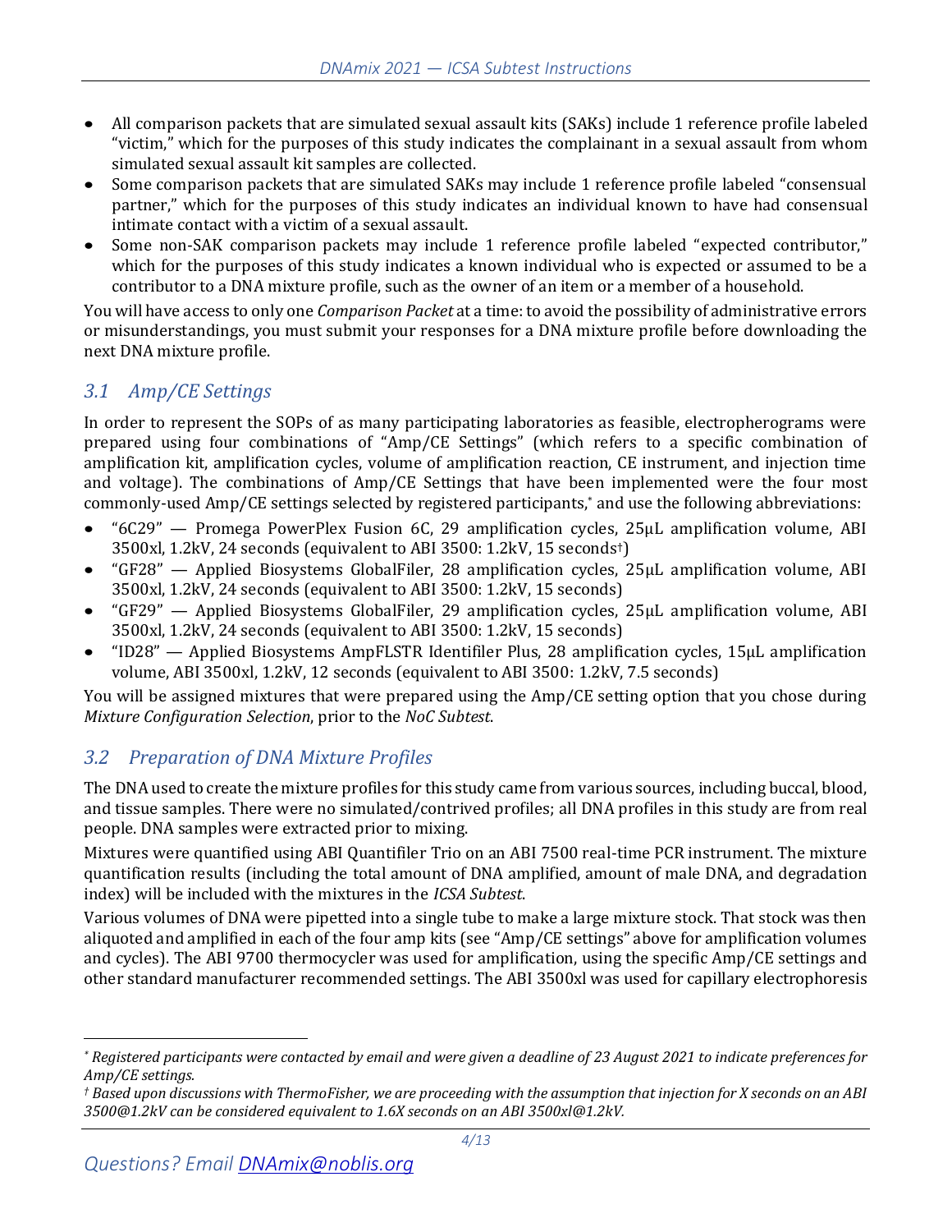- All comparison packets that are simulated sexual assault kits (SAKs) include 1 reference profile labeled "victim," which for the purposes of this study indicates the complainant in a sexual assault from whom simulated sexual assault kit samples are collected.
- Some comparison packets that are simulated SAKs may include 1 reference profile labeled "consensual partner," which for the purposes of this study indicates an individual known to have had consensual intimate contact with a victim of a sexual assault.
- Some non-SAK comparison packets may include 1 reference profile labeled "expected contributor," which for the purposes of this study indicates a known individual who is expected or assumed to be a contributor to a DNA mixture profile, such as the owner of an item or a member of a household.

You will have access to only one *Comparison Packet* at a time: to avoid the possibility of administrative errors or misunderstandings, you must submit your responses for a DNA mixture profile before downloading the next DNA mixture profile.

## *3.1 Amp/CE Settings*

In order to represent the SOPs of as many participating laboratories as feasible, electropherograms were prepared using four combinations of "Amp/CE Settings" (which refers to a specific combination of amplification kit, amplification cycles, volume of amplification reaction, CE instrument, and injection time and voltage). The combinations of Amp/CE Settings that have been implemented were the four most commonly-used Amp/CE settings selected by registered participants,* and use the following abbreviations:

- "6C29" — Promega PowerPlex Fusion 6C, 29 amplification cycles, 25µL amplification volume, ABI 3500xl, 1.2kV, 24 seconds (equivalent to ABI 3500: 1.2kV, 15 seconds†)
- "GF28" — Applied Biosystems GlobalFiler, 28 amplification cycles, 25µL amplification volume, ABI 3500xl, 1.2kV, 24 seconds (equivalent to ABI 3500: 1.2kV, 15 seconds)
- "GF29" — Applied Biosystems GlobalFiler, 29 amplification cycles, 25µL amplification volume, ABI 3500xl, 1.2kV, 24 seconds (equivalent to ABI 3500: 1.2kV, 15 seconds)
- "ID28" — Applied Biosystems AmpFLSTR Identifiler Plus, 28 amplification cycles, 15µL amplification volume, ABI 3500xl, 1.2kV, 12 seconds (equivalent to ABI 3500: 1.2kV, 7.5 seconds)

You will be assigned mixtures that were prepared using the Amp/CE setting option that you chose during *Mixture Configuration Selection*, prior to the *NoC Subtest*.

## *3.2 Preparation of DNA Mixture Profiles*

The DNA used to create the mixture profiles for this study came from various sources, including buccal, blood, and tissue samples. There were no simulated/contrived profiles; all DNA profiles in this study are from real people. DNA samples were extracted prior to mixing.

Mixtures were quantified using ABI Quantifiler Trio on an ABI 7500 real-time PCR instrument. The mixture quantification results (including the total amount of DNA amplified, amount of male DNA, and degradation index) will be included with the mixtures in the *ICSA Subtest*.

Various volumes of DNA were pipetted into a single tube to make a large mixture stock. That stock was then aliquoted and amplified in each of the four amp kits (see "Amp/CE settings" above for amplification volumes and cycles). The ABI 9700 thermocycler was used for amplification, using the specific Amp/CE settings and other standard manufacturer recommended settings. The ABI 3500xl was used for capillary electrophoresis

---

\* *Registered participants were contacted by email and were given a deadline of 23 August 2021 to indicate preferences for Amp/CE settings.*

† *Based upon discussions with ThermoFisher, we are proceeding with the assumption that injection for X seconds on an ABI 3500@1.2kV can be considered equivalent to 1.6X seconds on an ABI 3500xl@1.2kV.*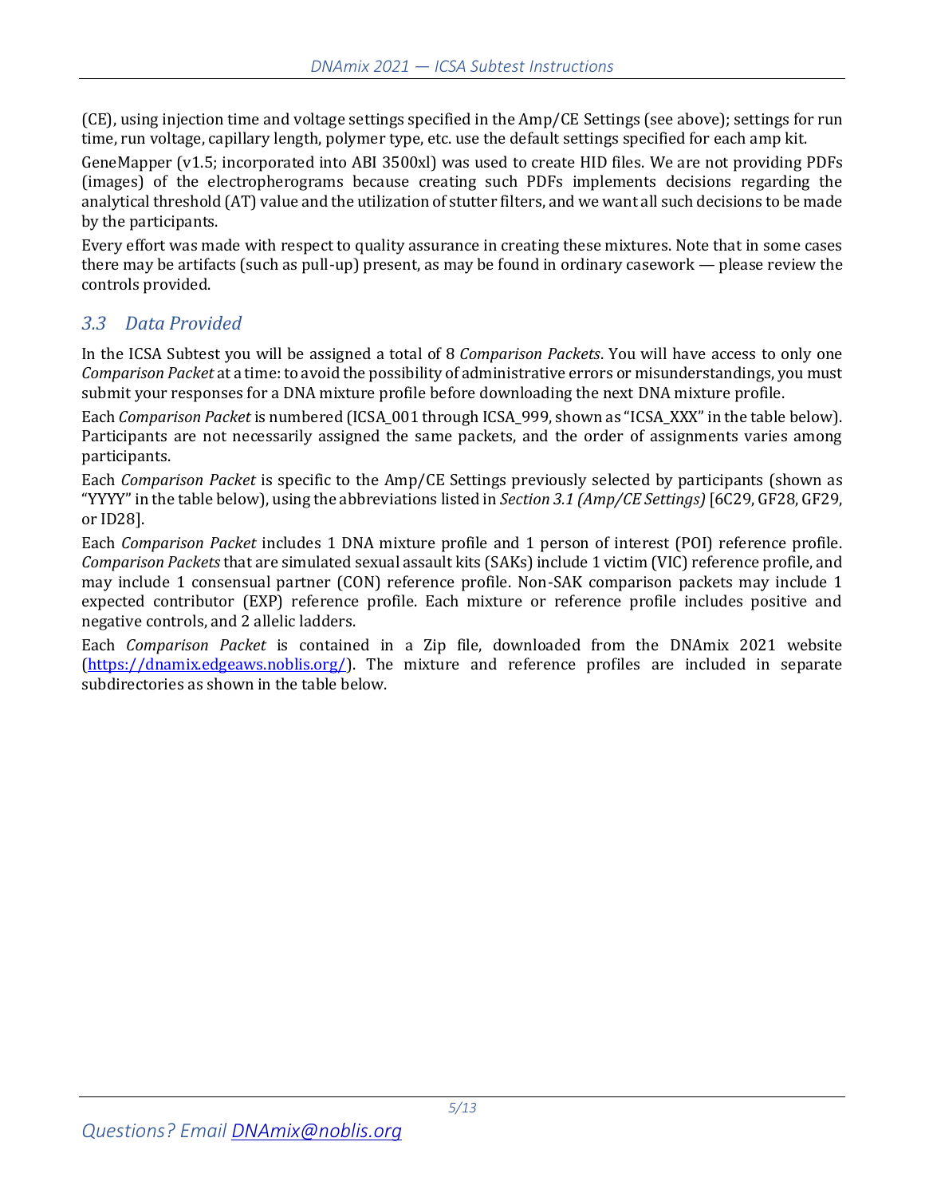(CE), using injection time and voltage settings specified in the Amp/CE Settings (see above); settings for run time, run voltage, capillary length, polymer type, etc. use the default settings specified for each amp kit.

GeneMapper (v1.5; incorporated into ABI 3500xl) was used to create HID files. We are not providing PDFs (images) of the electropherograms because creating such PDFs implements decisions regarding the analytical threshold (AT) value and the utilization of stutter filters, and we want all such decisions to be made by the participants.

Every effort was made with respect to quality assurance in creating these mixtures. Note that in some cases there may be artifacts (such as pull-up) present, as may be found in ordinary casework — please review the controls provided.

## 3.3 Data Provided

In the ICSA Subtest you will be assigned a total of 8 *Comparison Packets*. You will have access to only one *Comparison Packet* at a time: to avoid the possibility of administrative errors or misunderstandings, you must submit your responses for a DNA mixture profile before downloading the next DNA mixture profile.

Each *Comparison Packet* is numbered (ICSA_001 through ICSA_999, shown as "ICSA_XXX" in the table below). Participants are not necessarily assigned the same packets, and the order of assignments varies among participants.

Each *Comparison Packet* is specific to the Amp/CE Settings previously selected by participants (shown as "YYYY" in the table below), using the abbreviations listed in *Section 3.1 (Amp/CE Settings)* [6C29, GF28, GF29, or ID28].

Each *Comparison Packet* includes 1 DNA mixture profile and 1 person of interest (POI) reference profile. *Comparison Packets* that are simulated sexual assault kits (SAKs) include 1 victim (VIC) reference profile, and may include 1 consensual partner (CON) reference profile. Non-SAK comparison packets may include 1 expected contributor (EXP) reference profile. Each mixture or reference profile includes positive and negative controls, and 2 allelic ladders.

Each *Comparison Packet* is contained in a Zip file, downloaded from the DNAmix 2021 website (https://dnamix.edgeaws.noblis.org/). The mixture and reference profiles are included in separate subdirectories as shown in the table below.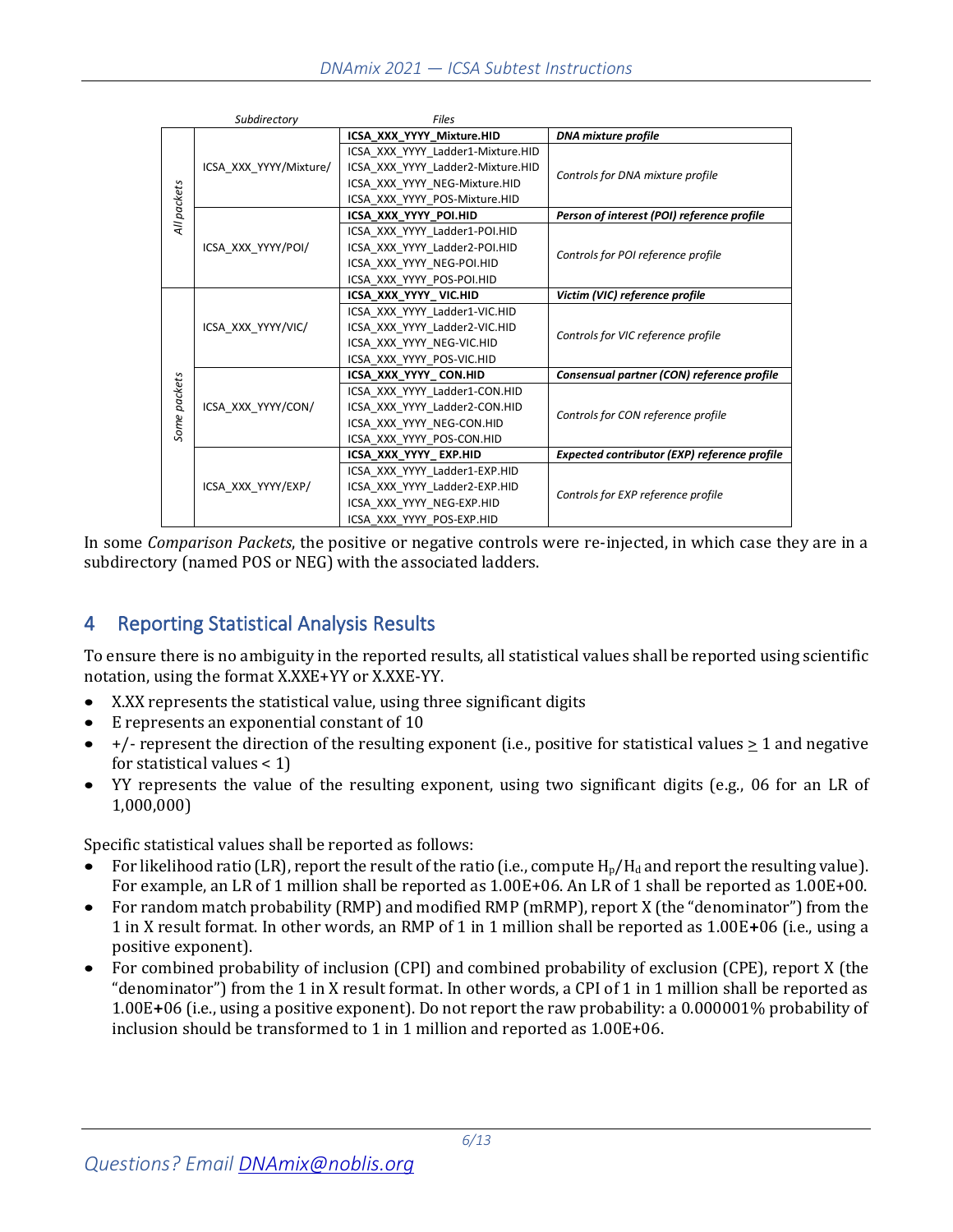| | Subdirectory | Files | |
|---|---|---|---|
| All packets | ICSA_XXX_YYYY/Mixture/ | **ICSA_XXX_YYYY_Mixture.HID** | ***DNA mixture profile*** |
| | | ICSA_XXX_YYYY_Ladder1-Mixture.HID<br>ICSA_XXX_YYYY_Ladder2-Mixture.HID<br>ICSA_XXX_YYYY_NEG-Mixture.HID<br>ICSA_XXX_YYYY_POS-Mixture.HID | *Controls for DNA mixture profile* |
| | ICSA_XXX_YYYY/POI/ | **ICSA_XXX_YYYY_POI.HID** | ***Person of interest (POI) reference profile*** |
| | | ICSA_XXX_YYYY_Ladder1-POI.HID<br>ICSA_XXX_YYYY_Ladder2-POI.HID<br>ICSA_XXX_YYYY_NEG-POI.HID<br>ICSA_XXX_YYYY_POS-POI.HID | *Controls for POI reference profile* |
| Some packets | ICSA_XXX_YYYY/VIC/ | **ICSA_XXX_YYYY_ VIC.HID** | ***Victim (VIC) reference profile*** |
| | | ICSA_XXX_YYYY_Ladder1-VIC.HID<br>ICSA_XXX_YYYY_Ladder2-VIC.HID<br>ICSA_XXX_YYYY_NEG-VIC.HID<br>ICSA_XXX_YYYY_POS-VIC.HID | *Controls for VIC reference profile* |
| | ICSA_XXX_YYYY/CON/ | **ICSA_XXX_YYYY_ CON.HID** | ***Consensual partner (CON) reference profile*** |
| | | ICSA_XXX_YYYY_Ladder1-CON.HID<br>ICSA_XXX_YYYY_Ladder2-CON.HID<br>ICSA_XXX_YYYY_NEG-CON.HID<br>ICSA_XXX_YYYY_POS-CON.HID | *Controls for CON reference profile* |
| | ICSA_XXX_YYYY/EXP/ | **ICSA_XXX_YYYY_ EXP.HID** | ***Expected contributor (EXP) reference profile*** |
| | | ICSA_XXX_YYYY_Ladder1-EXP.HID<br>ICSA_XXX_YYYY_Ladder2-EXP.HID<br>ICSA_XXX_YYYY_NEG-EXP.HID<br>ICSA_XXX_YYYY_POS-EXP.HID | *Controls for EXP reference profile* |

In some *Comparison Packets*, the positive or negative controls were re-injected, in which case they are in a subdirectory (named POS or NEG) with the associated ladders.

## 4 Reporting Statistical Analysis Results

To ensure there is no ambiguity in the reported results, all statistical values shall be reported using scientific notation, using the format X.XXE+YY or X.XXE-YY.

- X.XX represents the statistical value, using three significant digits
- E represents an exponential constant of 10
- +/- represent the direction of the resulting exponent (i.e., positive for statistical values ≥ 1 and negative for statistical values < 1)
- YY represents the value of the resulting exponent, using two significant digits (e.g., 06 for an LR of 1,000,000)

Specific statistical values shall be reported as follows:

- For likelihood ratio (LR), report the result of the ratio (i.e., compute $H_p/H_d$ and report the resulting value). For example, an LR of 1 million shall be reported as 1.00E+06. An LR of 1 shall be reported as 1.00E+00.
- For random match probability (RMP) and modified RMP (mRMP), report X (the "denominator") from the 1 in X result format. In other words, an RMP of 1 in 1 million shall be reported as 1.00E**+**06 (i.e., using a positive exponent).
- For combined probability of inclusion (CPI) and combined probability of exclusion (CPE), report X (the "denominator") from the 1 in X result format. In other words, a CPI of 1 in 1 million shall be reported as 1.00E**+**06 (i.e., using a positive exponent). Do not report the raw probability: a 0.000001% probability of inclusion should be transformed to 1 in 1 million and reported as 1.00E+06.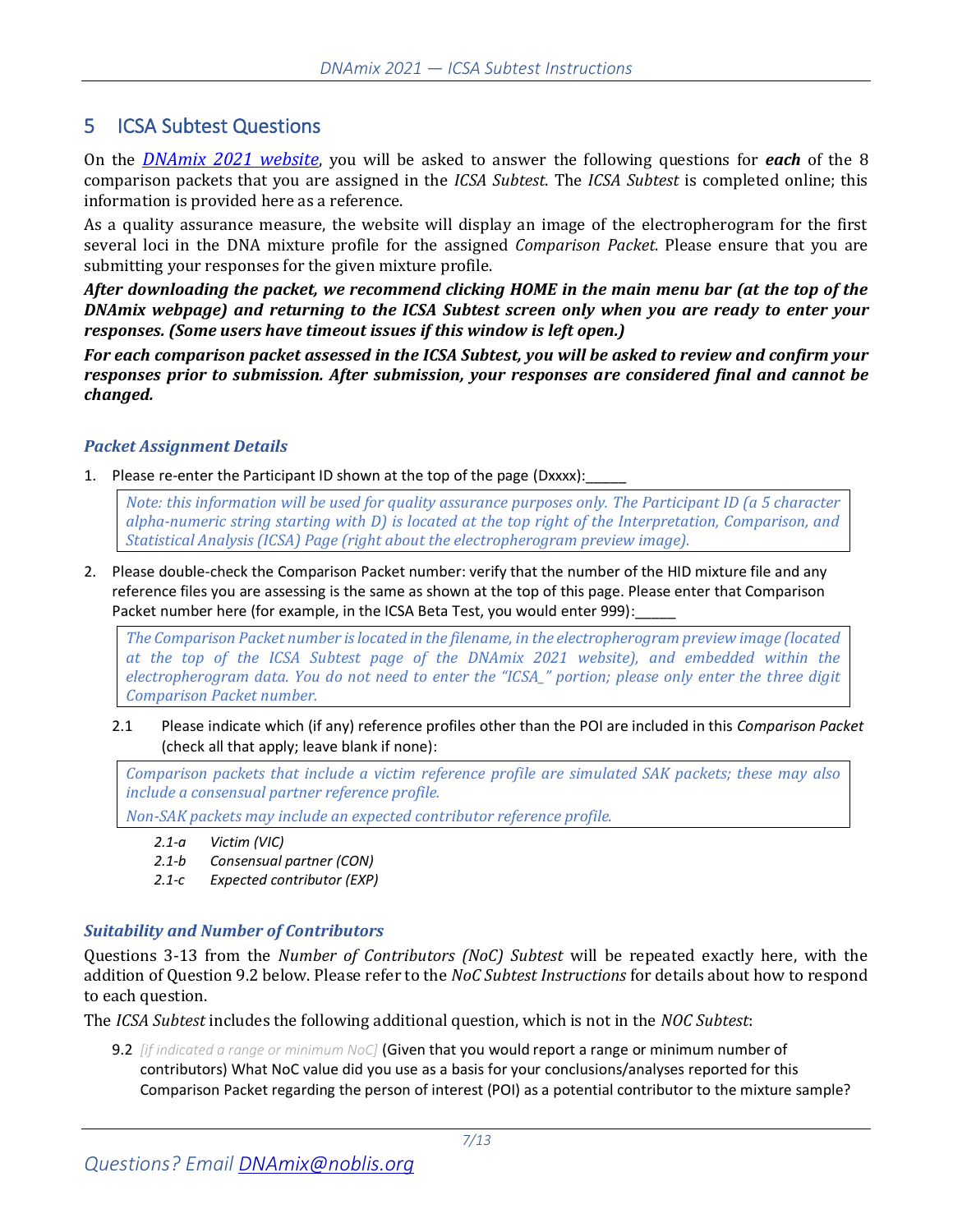# 5 ICSA Subtest Questions

On the *DNAmix 2021 website*, you will be asked to answer the following questions for ***each*** of the 8 comparison packets that you are assigned in the *ICSA Subtest*. The *ICSA Subtest* is completed online; this information is provided here as a reference.

As a quality assurance measure, the website will display an image of the electropherogram for the first several loci in the DNA mixture profile for the assigned *Comparison Packet*. Please ensure that you are submitting your responses for the given mixture profile.

***After downloading the packet, we recommend clicking HOME in the main menu bar (at the top of the DNAmix webpage) and returning to the ICSA Subtest screen only when you are ready to enter your responses. (Some users have timeout issues if this window is left open.)***

***For each comparison packet assessed in the ICSA Subtest, you will be asked to review and confirm your responses prior to submission. After submission, your responses are considered final and cannot be changed.***

### *Packet Assignment Details*

1. Please re-enter the Participant ID shown at the top of the page (Dxxxx):_____

   *Note: this information will be used for quality assurance purposes only. The Participant ID (a 5 character alpha-numeric string starting with D) is located at the top right of the Interpretation, Comparison, and Statistical Analysis (ICSA) Page (right about the electropherogram preview image).*

2. Please double-check the Comparison Packet number: verify that the number of the HID mixture file and any reference files you are assessing is the same as shown at the top of this page. Please enter that Comparison Packet number here (for example, in the ICSA Beta Test, you would enter 999):_____

   *The Comparison Packet number is located in the filename, in the electropherogram preview image (located at the top of the ICSA Subtest page of the DNAmix 2021 website), and embedded within the electropherogram data. You do not need to enter the "ICSA_" portion; please only enter the three digit Comparison Packet number.*

   2.1 Please indicate which (if any) reference profiles other than the POI are included in this *Comparison Packet* (check all that apply; leave blank if none):

   *Comparison packets that include a victim reference profile are simulated SAK packets; these may also include a consensual partner reference profile.*

   *Non-SAK packets may include an expected contributor reference profile.*

   - *2.1-a Victim (VIC)*
   - *2.1-b Consensual partner (CON)*
   - *2.1-c Expected contributor (EXP)*

### *Suitability and Number of Contributors*

Questions 3-13 from the *Number of Contributors (NoC) Subtest* will be repeated exactly here, with the addition of Question 9.2 below. Please refer to the *NoC Subtest Instructions* for details about how to respond to each question.

The *ICSA Subtest* includes the following additional question, which is not in the *NOC Subtest*:

9.2 *[if indicated a range or minimum NoC]* (Given that you would report a range or minimum number of contributors) What NoC value did you use as a basis for your conclusions/analyses reported for this Comparison Packet regarding the person of interest (POI) as a potential contributor to the mixture sample?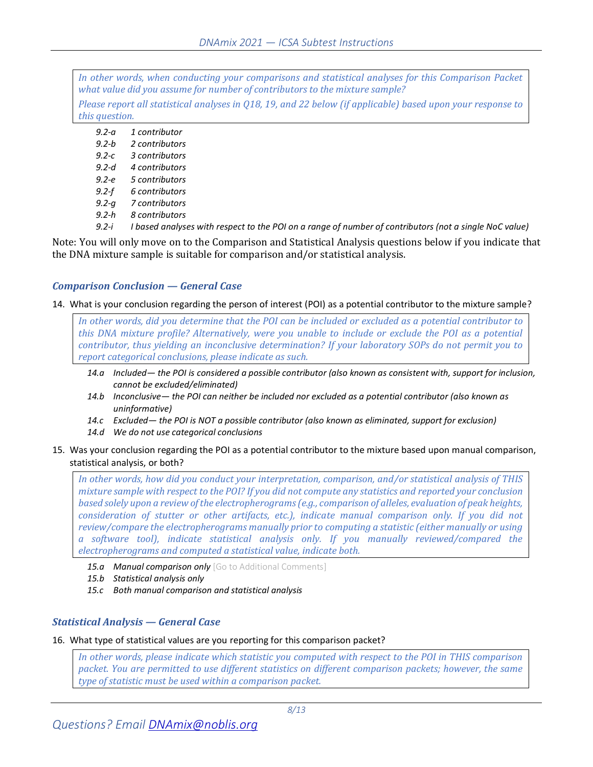> *In other words, when conducting your comparisons and statistical analyses for this Comparison Packet what value did you assume for number of contributors to the mixture sample?*
>
> *Please report all statistical analyses in Q18, 19, and 22 below (if applicable) based upon your response to this question.*

*9.2-a* *1 contributor*
*9.2-b* *2 contributors*
*9.2-c* *3 contributors*
*9.2-d* *4 contributors*
*9.2-e* *5 contributors*
*9.2-f* *6 contributors*
*9.2-g* *7 contributors*
*9.2-h* *8 contributors*
*9.2-i* *I based analyses with respect to the POI on a range of number of contributors (not a single NoC value)*

Note: You will only move on to the Comparison and Statistical Analysis questions below if you indicate that the DNA mixture sample is suitable for comparison and/or statistical analysis.

### *Comparison Conclusion — General Case*

14. What is your conclusion regarding the person of interest (POI) as a potential contributor to the mixture sample?

> *In other words, did you determine that the POI can be included or excluded as a potential contributor to this DNA mixture profile? Alternatively, were you unable to include or exclude the POI as a potential contributor, thus yielding an inconclusive determination? If your laboratory SOPs do not permit you to report categorical conclusions, please indicate as such.*

*14.a* *Included— the POI is considered a possible contributor (also known as consistent with, support for inclusion, cannot be excluded/eliminated)*
*14.b* *Inconclusive— the POI can neither be included nor excluded as a potential contributor (also known as uninformative)*
*14.c* *Excluded— the POI is NOT a possible contributor (also known as eliminated, support for exclusion)*
*14.d* *We do not use categorical conclusions*

15. Was your conclusion regarding the POI as a potential contributor to the mixture based upon manual comparison, statistical analysis, or both?

> *In other words, how did you conduct your interpretation, comparison, and/or statistical analysis of THIS mixture sample with respect to the POI? If you did not compute any statistics and reported your conclusion based solely upon a review of the electropherograms (e.g., comparison of alleles, evaluation of peak heights, consideration of stutter or other artifacts, etc.), indicate manual comparison only. If you did not review/compare the electropherograms manually prior to computing a statistic (either manually or using a software tool), indicate statistical analysis only. If you manually reviewed/compared the electropherograms and computed a statistical value, indicate both.*

*15.a* *Manual comparison only* [Go to Additional Comments]
*15.b* *Statistical analysis only*
*15.c* *Both manual comparison and statistical analysis*

### *Statistical Analysis — General Case*

16. What type of statistical values are you reporting for this comparison packet?

> *In other words, please indicate which statistic you computed with respect to the POI in THIS comparison packet. You are permitted to use different statistics on different comparison packets; however, the same type of statistic must be used within a comparison packet.*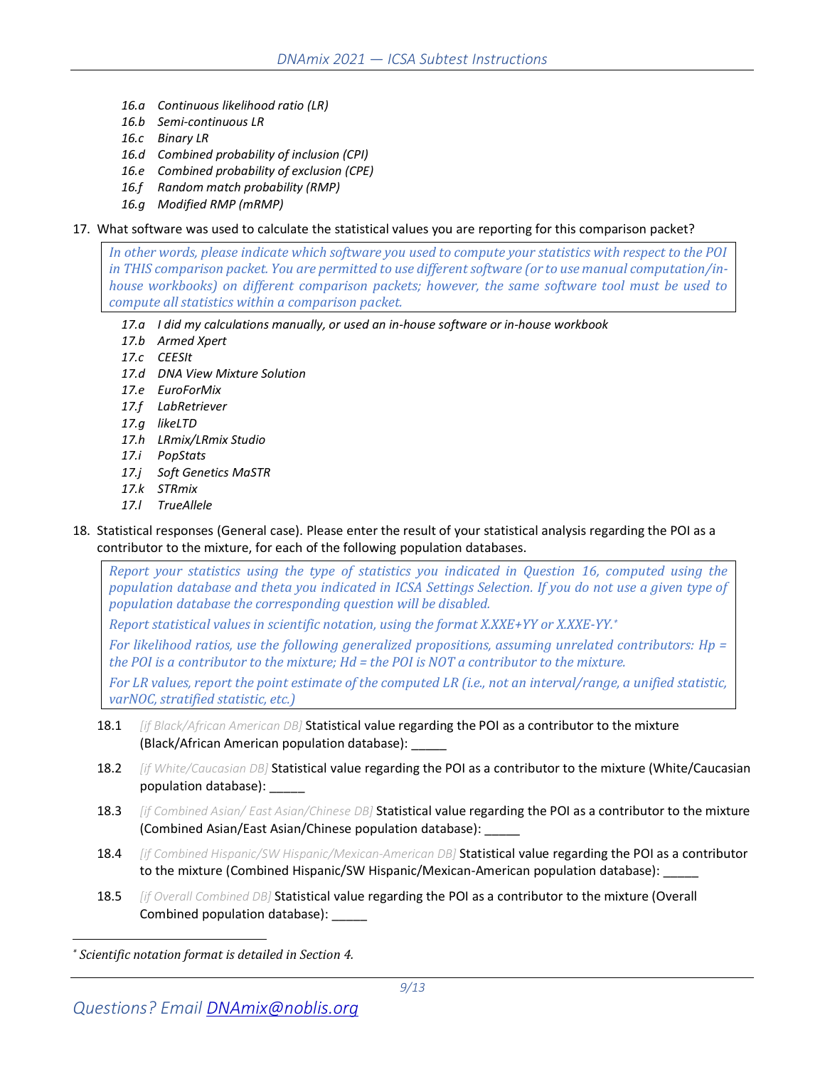- *16.a Continuous likelihood ratio (LR)*
- *16.b Semi-continuous LR*
- *16.c Binary LR*
- *16.d Combined probability of inclusion (CPI)*
- *16.e Combined probability of exclusion (CPE)*
- *16.f Random match probability (RMP)*
- *16.g Modified RMP (mRMP)*

17. What software was used to calculate the statistical values you are reporting for this comparison packet?

> *In other words, please indicate which software you used to compute your statistics with respect to the POI in THIS comparison packet. You are permitted to use different software (or to use manual computation/in-house workbooks) on different comparison packets; however, the same software tool must be used to compute all statistics within a comparison packet.*

- *17.a I did my calculations manually, or used an in-house software or in-house workbook*
- *17.b Armed Xpert*
- *17.c CEESIt*
- *17.d DNA View Mixture Solution*
- *17.e EuroForMix*
- *17.f LabRetriever*
- *17.g likeLTD*
- *17.h LRmix/LRmix Studio*
- *17.i PopStats*
- *17.j Soft Genetics MaSTR*
- *17.k STRmix*
- *17.l TrueAllele*

18. Statistical responses (General case). Please enter the result of your statistical analysis regarding the POI as a contributor to the mixture, for each of the following population databases.

> *Report your statistics using the type of statistics you indicated in Question 16, computed using the population database and theta you indicated in ICSA Settings Selection. If you do not use a given type of population database the corresponding question will be disabled.*
>
> *Report statistical values in scientific notation, using the format X.XXE+YY or X.XXE-YY.[*]*
>
> *For likelihood ratios, use the following generalized propositions, assuming unrelated contributors: Hp = the POI is a contributor to the mixture; Hd = the POI is NOT a contributor to the mixture.*
>
> *For LR values, report the point estimate of the computed LR (i.e., not an interval/range, a unified statistic, varNOC, stratified statistic, etc.)*

18.1 *[if Black/African American DB]* Statistical value regarding the POI as a contributor to the mixture (Black/African American population database): _____

18.2 *[if White/Caucasian DB]* Statistical value regarding the POI as a contributor to the mixture (White/Caucasian population database): _____

18.3 *[if Combined Asian/ East Asian/Chinese DB]* Statistical value regarding the POI as a contributor to the mixture (Combined Asian/East Asian/Chinese population database): _____

18.4 *[if Combined Hispanic/SW Hispanic/Mexican-American DB]* Statistical value regarding the POI as a contributor to the mixture (Combined Hispanic/SW Hispanic/Mexican-American population database): _____

18.5 *[if Overall Combined DB]* Statistical value regarding the POI as a contributor to the mixture (Overall Combined population database): _____

---

[*] *Scientific notation format is detailed in Section 4.*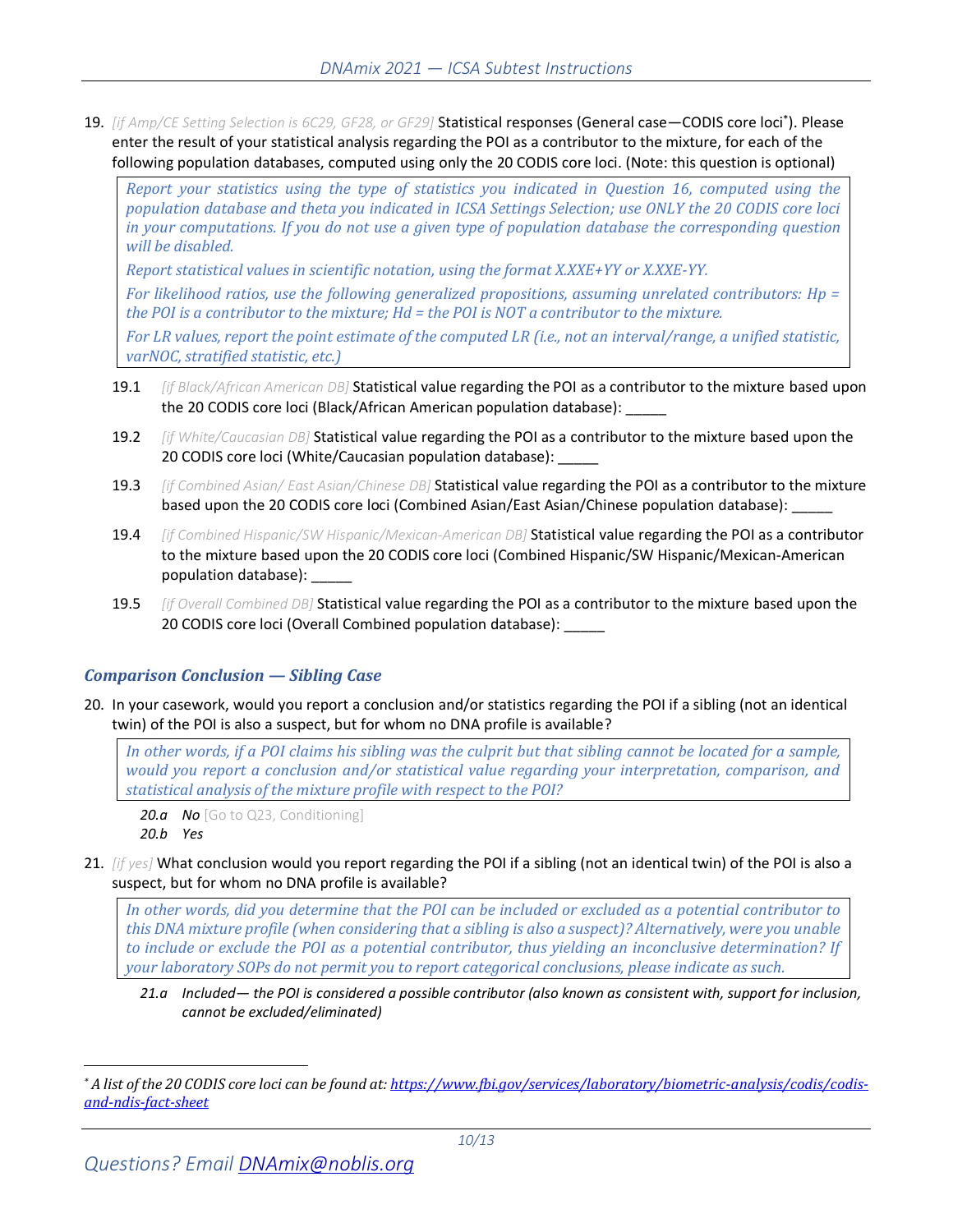19. *[if Amp/CE Setting Selection is 6C29, GF28, or GF29]* Statistical responses (General case—CODIS core loci[*]). Please enter the result of your statistical analysis regarding the POI as a contributor to the mixture, for each of the following population databases, computed using only the 20 CODIS core loci. (Note: this question is optional)

> *Report your statistics using the type of statistics you indicated in Question 16, computed using the population database and theta you indicated in ICSA Settings Selection; use ONLY the 20 CODIS core loci in your computations. If you do not use a given type of population database the corresponding question will be disabled.*
>
> *Report statistical values in scientific notation, using the format X.XXE+YY or X.XXE-YY.*
>
> *For likelihood ratios, use the following generalized propositions, assuming unrelated contributors: Hp = the POI is a contributor to the mixture; Hd = the POI is NOT a contributor to the mixture.*
>
> *For LR values, report the point estimate of the computed LR (i.e., not an interval/range, a unified statistic, varNOC, stratified statistic, etc.)*

19.1 *[if Black/African American DB]* Statistical value regarding the POI as a contributor to the mixture based upon the 20 CODIS core loci (Black/African American population database): _____

19.2 *[if White/Caucasian DB]* Statistical value regarding the POI as a contributor to the mixture based upon the 20 CODIS core loci (White/Caucasian population database): _____

19.3 *[if Combined Asian/ East Asian/Chinese DB]* Statistical value regarding the POI as a contributor to the mixture based upon the 20 CODIS core loci (Combined Asian/East Asian/Chinese population database): _____

19.4 *[if Combined Hispanic/SW Hispanic/Mexican-American DB]* Statistical value regarding the POI as a contributor to the mixture based upon the 20 CODIS core loci (Combined Hispanic/SW Hispanic/Mexican-American population database): _____

19.5 *[if Overall Combined DB]* Statistical value regarding the POI as a contributor to the mixture based upon the 20 CODIS core loci (Overall Combined population database): _____

### *Comparison Conclusion — Sibling Case*

20. In your casework, would you report a conclusion and/or statistics regarding the POI if a sibling (not an identical twin) of the POI is also a suspect, but for whom no DNA profile is available?

> *In other words, if a POI claims his sibling was the culprit but that sibling cannot be located for a sample, would you report a conclusion and/or statistical value regarding your interpretation, comparison, and statistical analysis of the mixture profile with respect to the POI?*

*20.a* ***No*** [Go to Q23, Conditioning]
*20.b* *Yes*

21. *[if yes]* What conclusion would you report regarding the POI if a sibling (not an identical twin) of the POI is also a suspect, but for whom no DNA profile is available?

> *In other words, did you determine that the POI can be included or excluded as a potential contributor to this DNA mixture profile (when considering that a sibling is also a suspect)? Alternatively, were you unable to include or exclude the POI as a potential contributor, thus yielding an inconclusive determination? If your laboratory SOPs do not permit you to report categorical conclusions, please indicate as such.*

*21.a* *Included— the POI is considered a possible contributor (also known as consistent with, support for inclusion, cannot be excluded/eliminated)*

---

[*] *A list of the 20 CODIS core loci can be found at: https://www.fbi.gov/services/laboratory/biometric-analysis/codis/codis-and-ndis-fact-sheet*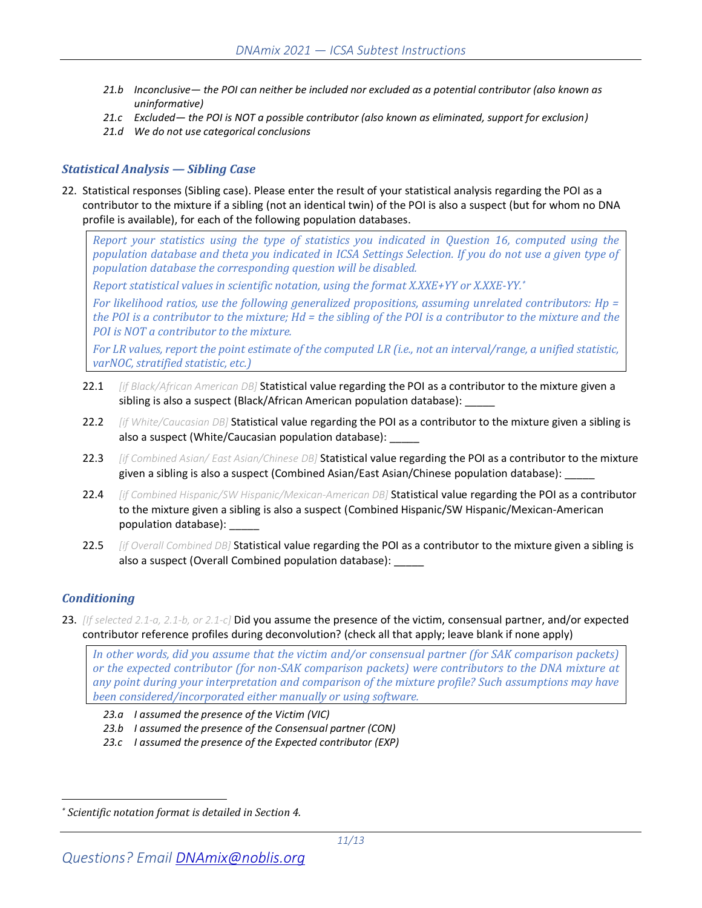*21.b Inconclusive— the POI can neither be included nor excluded as a potential contributor (also known as uninformative)*

*21.c Excluded— the POI is NOT a possible contributor (also known as eliminated, support for exclusion)*

*21.d We do not use categorical conclusions*

### Statistical Analysis — Sibling Case

22. Statistical responses (Sibling case). Please enter the result of your statistical analysis regarding the POI as a contributor to the mixture if a sibling (not an identical twin) of the POI is also a suspect (but for whom no DNA profile is available), for each of the following population databases.

> Report your statistics using the type of statistics you indicated in Question 16, computed using the population database and theta you indicated in ICSA Settings Selection. If you do not use a given type of population database the corresponding question will be disabled.
>
> Report statistical values in scientific notation, using the format X.XXE+YY or X.XXE-YY.*
>
> For likelihood ratios, use the following generalized propositions, assuming unrelated contributors: Hp = the POI is a contributor to the mixture; Hd = the sibling of the POI is a contributor to the mixture and the POI is NOT a contributor to the mixture.
>
> For LR values, report the point estimate of the computed LR (i.e., not an interval/range, a unified statistic, varNOC, stratified statistic, etc.)

22.1 *[if Black/African American DB]* Statistical value regarding the POI as a contributor to the mixture given a sibling is also a suspect (Black/African American population database): _____

22.2 *[if White/Caucasian DB]* Statistical value regarding the POI as a contributor to the mixture given a sibling is also a suspect (White/Caucasian population database): _____

22.3 *[if Combined Asian/ East Asian/Chinese DB]* Statistical value regarding the POI as a contributor to the mixture given a sibling is also a suspect (Combined Asian/East Asian/Chinese population database): _____

22.4 *[if Combined Hispanic/SW Hispanic/Mexican-American DB]* Statistical value regarding the POI as a contributor to the mixture given a sibling is also a suspect (Combined Hispanic/SW Hispanic/Mexican-American population database): _____

22.5 *[if Overall Combined DB]* Statistical value regarding the POI as a contributor to the mixture given a sibling is also a suspect (Overall Combined population database): _____

### Conditioning

23. *[If selected 2.1-a, 2.1-b, or 2.1-c]* Did you assume the presence of the victim, consensual partner, and/or expected contributor reference profiles during deconvolution? (check all that apply; leave blank if none apply)

> In other words, did you assume that the victim and/or consensual partner (for SAK comparison packets) or the expected contributor (for non-SAK comparison packets) were contributors to the DNA mixture at any point during your interpretation and comparison of the mixture profile? Such assumptions may have been considered/incorporated either manually or using software.

*23.a I assumed the presence of the Victim (VIC)*

*23.b I assumed the presence of the Consensual partner (CON)*

*23.c I assumed the presence of the Expected contributor (EXP)*

---

*\* Scientific notation format is detailed in Section 4.*

*Questions? Email [DNAmix@noblis.org](mailto:DNAmix@noblis.org)*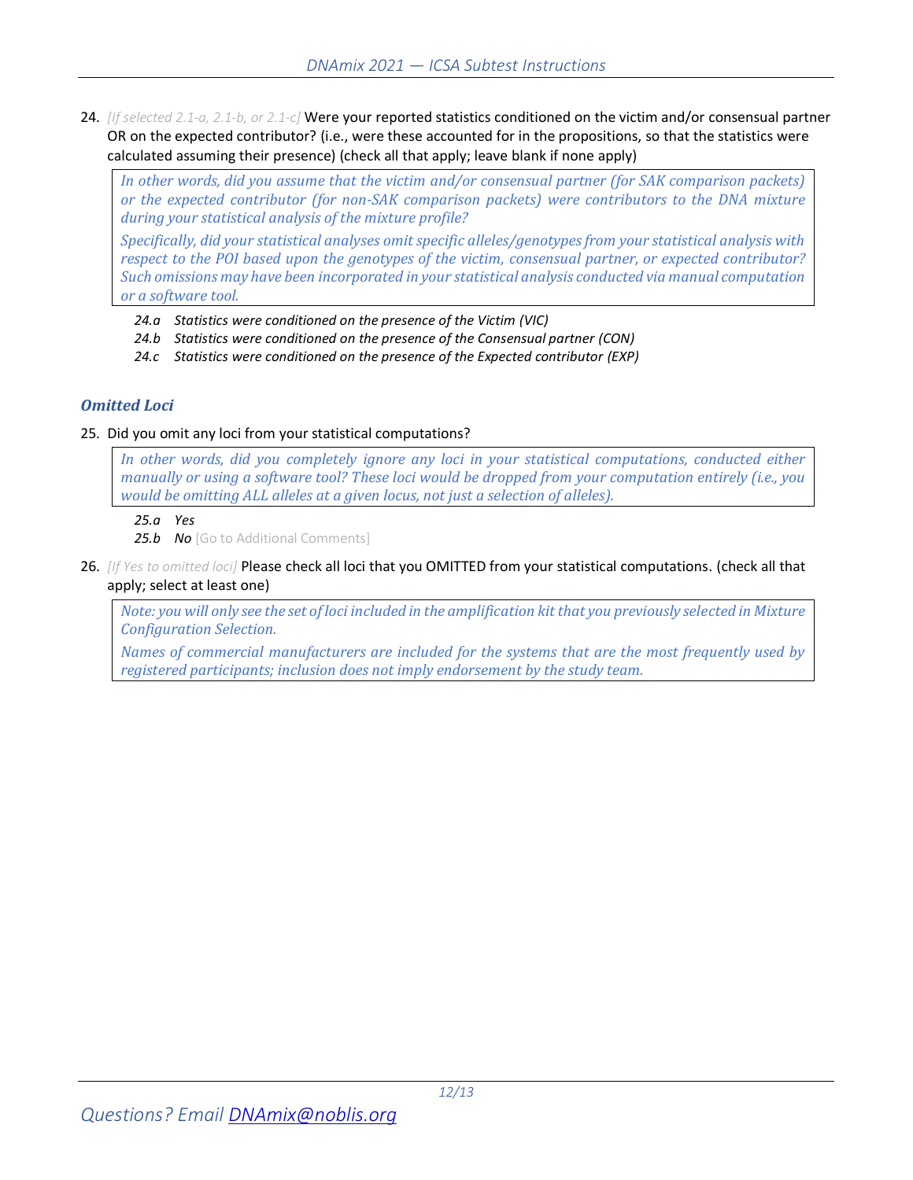24. *[If selected 2.1-a, 2.1-b, or 2.1-c]* Were your reported statistics conditioned on the victim and/or consensual partner OR on the expected contributor? (i.e., were these accounted for in the propositions, so that the statistics were calculated assuming their presence) (check all that apply; leave blank if none apply)

> *In other words, did you assume that the victim and/or consensual partner (for SAK comparison packets) or the expected contributor (for non-SAK comparison packets) were contributors to the DNA mixture during your statistical analysis of the mixture profile?*
>
> *Specifically, did your statistical analyses omit specific alleles/genotypes from your statistical analysis with respect to the POI based upon the genotypes of the victim, consensual partner, or expected contributor? Such omissions may have been incorporated in your statistical analysis conducted via manual computation or a software tool.*

- *24.a Statistics were conditioned on the presence of the Victim (VIC)*
- *24.b Statistics were conditioned on the presence of the Consensual partner (CON)*
- *24.c Statistics were conditioned on the presence of the Expected contributor (EXP)*

### *Omitted Loci*

25. Did you omit any loci from your statistical computations?

> *In other words, did you completely ignore any loci in your statistical computations, conducted either manually or using a software tool? These loci would be dropped from your computation entirely (i.e., you would be omitting ALL alleles at a given locus, not just a selection of alleles).*

- *25.a Yes*
- *25.b **No*** [Go to Additional Comments]

26. *[If Yes to omitted loci]* Please check all loci that you OMITTED from your statistical computations. (check all that apply; select at least one)

> *Note: you will only see the set of loci included in the amplification kit that you previously selected in Mixture Configuration Selection.*
>
> *Names of commercial manufacturers are included for the systems that are the most frequently used by registered participants; inclusion does not imply endorsement by the study team.*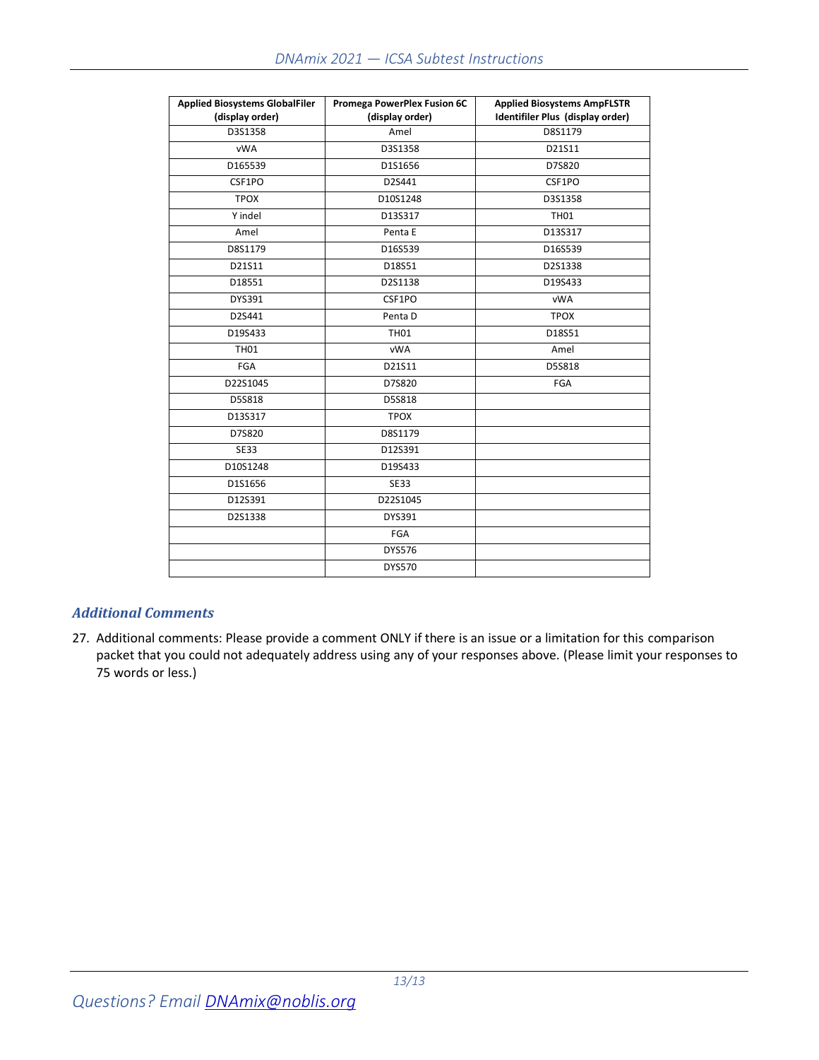| Applied Biosystems GlobalFiler (display order) | Promega PowerPlex Fusion 6C (display order) | Applied Biosystems AmpFLSTR Identifiler Plus (display order) |
|---|---|---|
| D3S1358 | Amel | D8S1179 |
| vWA | D3S1358 | D21S11 |
| D16S539 | D1S1656 | D7S820 |
| CSF1PO | D2S441 | CSF1PO |
| TPOX | D10S1248 | D3S1358 |
| Y indel | D13S317 | TH01 |
| Amel | Penta E | D13S317 |
| D8S1179 | D16S539 | D16S539 |
| D21S11 | D18S51 | D2S1338 |
| D18S51 | D2S1138 | D19S433 |
| DYS391 | CSF1PO | vWA |
| D2S441 | Penta D | TPOX |
| D19S433 | TH01 | D18S51 |
| TH01 | vWA | Amel |
| FGA | D21S11 | D5S818 |
| D22S1045 | D7S820 | FGA |
| D5S818 | D5S818 | |
| D13S317 | TPOX | |
| D7S820 | D8S1179 | |
| SE33 | D12S391 | |
| D10S1248 | D19S433 | |
| D1S1656 | SE33 | |
| D12S391 | D22S1045 | |
| D2S1338 | DYS391 | |
| | FGA | |
| | DYS576 | |
| | DYS570 | |

### *Additional Comments*

27. Additional comments: Please provide a comment ONLY if there is an issue or a limitation for this comparison packet that you could not adequately address using any of your responses above. (Please limit your responses to 75 words or less.)

*Questions? Email DNAmix@noblis.org*